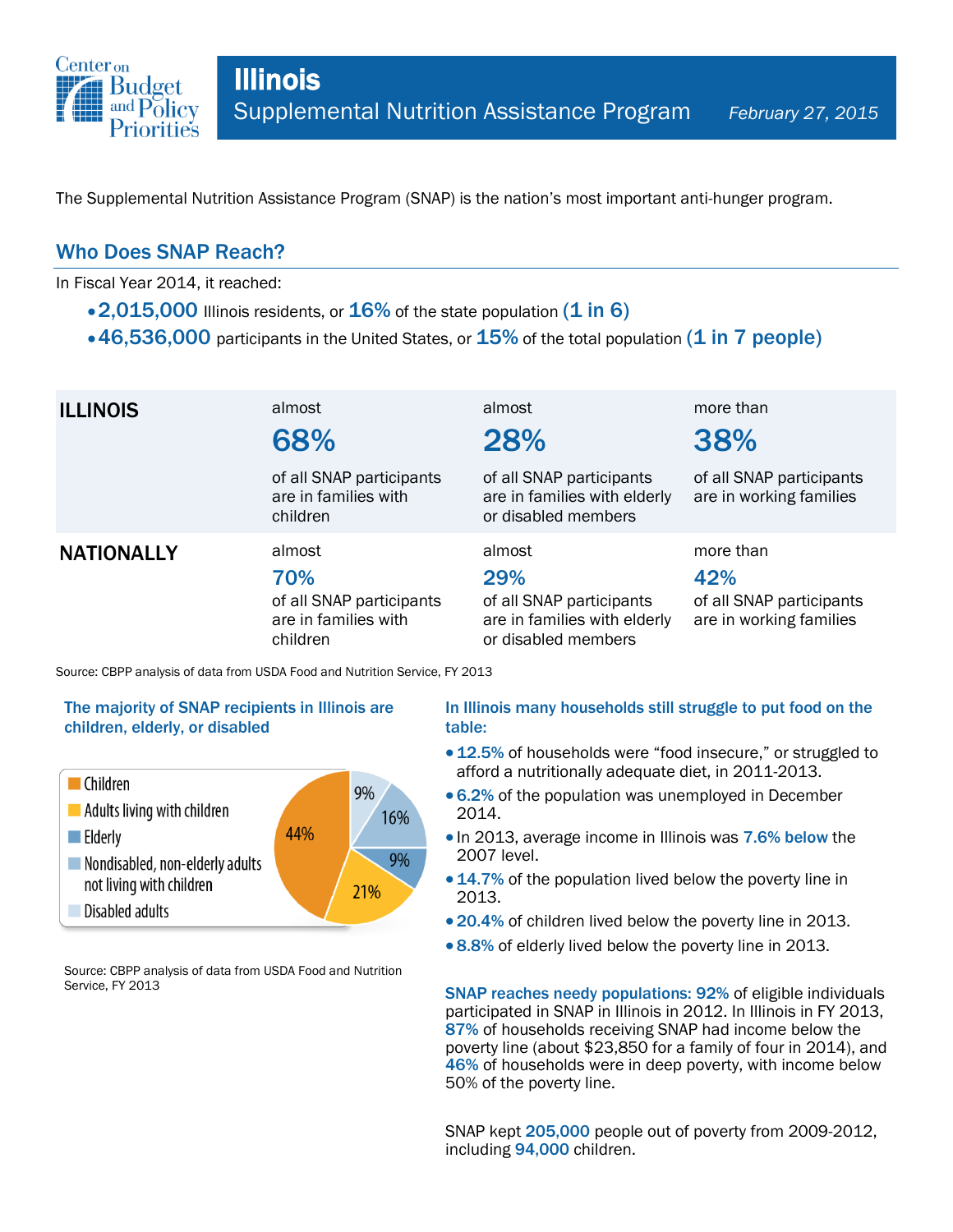# Illinois

## Supplemental Nutrition Assistance Program

*February 27, 2015*

The Supplemental Nutrition Assistance Program (SNAP) is the nation's most important anti-hunger program.

## Who Does SNAP Reach?

In Fiscal Year 2014, it reached:

- **2,015,000** Illinois residents, or **16%** of the state population **(1 in 6)**
- **46,536,000** participants in the United States, or **15%** of the total population **(1 in 7 people)**

| | | | |
|---|---|---|---|
| **ILLINOIS** | almost **68%** of all SNAP participants are in families with children | almost **28%** of all SNAP participants are in families with elderly or disabled members | more than **38%** of all SNAP participants are in working families |
| **NATIONALLY** | almost **70%** of all SNAP participants are in families with children | almost **29%** of all SNAP participants are in families with elderly or disabled members | more than **42%** of all SNAP participants are in working families |

Source: CBPP analysis of data from USDA Food and Nutrition Service, FY 2013

### The majority of SNAP recipients in Illinois are children, elderly, or disabled

| Category | Share |
|---|---|
| Children | 44% |
| Adults living with children | 21% |
| Elderly | 9% |
| Nondisabled, non-elderly adults not living with children | 16% |
| Disabled adults | 9% |

Source: CBPP analysis of data from USDA Food and Nutrition Service, FY 2013

### In Illinois many households still struggle to put food on the table:

- **12.5%** of households were "food insecure," or struggled to afford a nutritionally adequate diet, in 2011-2013.
- **6.2%** of the population was unemployed in December 2014.
- In 2013, average income in Illinois was **7.6% below** the 2007 level.
- **14.7%** of the population lived below the poverty line in 2013.
- **20.4%** of children lived below the poverty line in 2013.
- **8.8%** of elderly lived below the poverty line in 2013.

**SNAP reaches needy populations: 92%** of eligible individuals participated in SNAP in Illinois in 2012. In Illinois in FY 2013, **87%** of households receiving SNAP had income below the poverty line (about $23,850 for a family of four in 2014), and **46%** of households were in deep poverty, with income below 50% of the poverty line.

SNAP kept **205,000** people out of poverty from 2009-2012, including **94,000** children.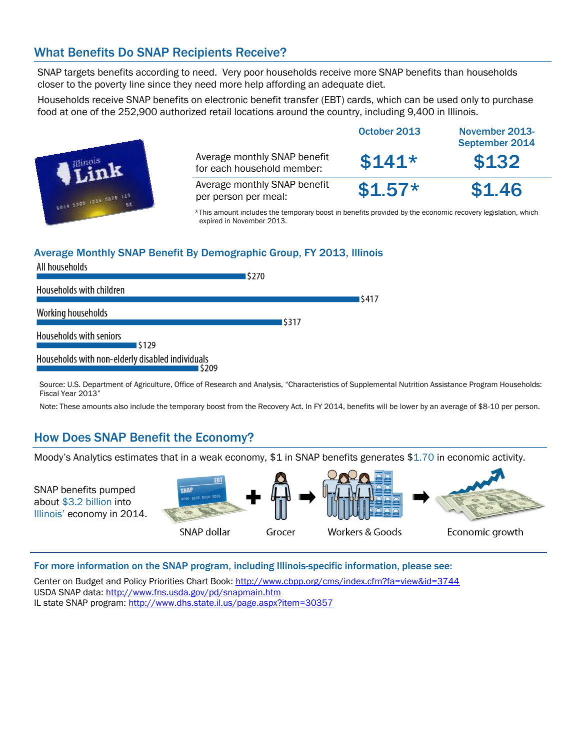## What Benefits Do SNAP Recipients Receive?

SNAP targets benefits according to need. Very poor households receive more SNAP benefits than households closer to the poverty line since they need more help affording an adequate diet.

Households receive SNAP benefits on electronic benefit transfer (EBT) cards, which can be used only to purchase food at one of the 252,900 authorized retail locations around the country, including 9,400 in Illinois.

| | October 2013 | November 2013-September 2014 |
|---|---|---|
| Average monthly SNAP benefit for each household member: | $141* | $132 |
| Average monthly SNAP benefit per person per meal: | $1.57* | $1.46 |

*This amount includes the temporary boost in benefits provided by the economic recovery legislation, which expired in November 2013.

### Average Monthly SNAP Benefit By Demographic Group, FY 2013, Illinois

All households
$270

Households with children
$417

Working households
$317

Households with seniors
$129

Households with non-elderly disabled individuals
$209

Source: U.S. Department of Agriculture, Office of Research and Analysis, "Characteristics of Supplemental Nutrition Assistance Program Households: Fiscal Year 2013"

Note: These amounts also include the temporary boost from the Recovery Act. In FY 2014, benefits will be lower by an average of $8-10 per person.

## How Does SNAP Benefit the Economy?

Moody's Analytics estimates that in a weak economy, $1 in SNAP benefits generates $1.70 in economic activity.

SNAP benefits pumped about $3.2 billion into Illinois' economy in 2014.

SNAP dollar + Grocer → Workers & Goods → Economic growth

**For more information on the SNAP program, including Illinois-specific information, please see:**

Center on Budget and Policy Priorities Chart Book: http://www.cbpp.org/cms/index.cfm?fa=view&id=3744
USDA SNAP data: http://www.fns.usda.gov/pd/snapmain.htm
IL state SNAP program: http://www.dhs.state.il.us/page.aspx?item=30357